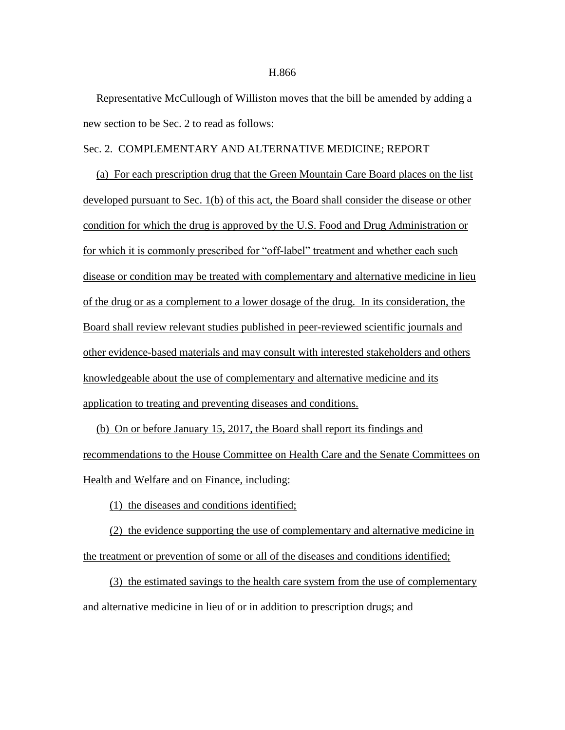H.866

Representative McCullough of Williston moves that the bill be amended by adding a new section to be Sec. 2 to read as follows:

Sec. 2. COMPLEMENTARY AND ALTERNATIVE MEDICINE; REPORT

(a) For each prescription drug that the Green Mountain Care Board places on the list developed pursuant to Sec. 1(b) of this act, the Board shall consider the disease or other condition for which the drug is approved by the U.S. Food and Drug Administration or for which it is commonly prescribed for "off-label" treatment and whether each such disease or condition may be treated with complementary and alternative medicine in lieu of the drug or as a complement to a lower dosage of the drug. In its consideration, the Board shall review relevant studies published in peer-reviewed scientific journals and other evidence-based materials and may consult with interested stakeholders and others knowledgeable about the use of complementary and alternative medicine and its application to treating and preventing diseases and conditions.

(b) On or before January 15, 2017, the Board shall report its findings and recommendations to the House Committee on Health Care and the Senate Committees on Health and Welfare and on Finance, including:

(1) the diseases and conditions identified;

(2) the evidence supporting the use of complementary and alternative medicine in the treatment or prevention of some or all of the diseases and conditions identified;

(3) the estimated savings to the health care system from the use of complementary and alternative medicine in lieu of or in addition to prescription drugs; and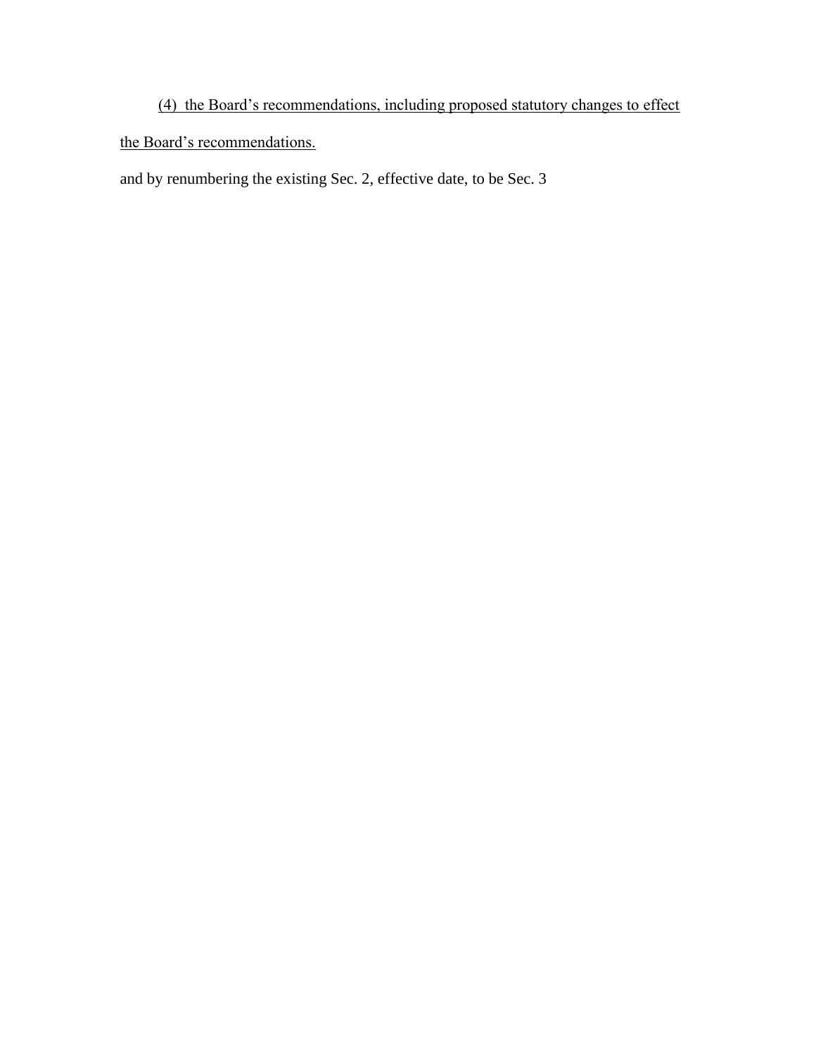<u>(4)  the Board's recommendations, including proposed statutory changes to effect the Board's recommendations.</u>

and by renumbering the existing Sec. 2, effective date, to be Sec. 3